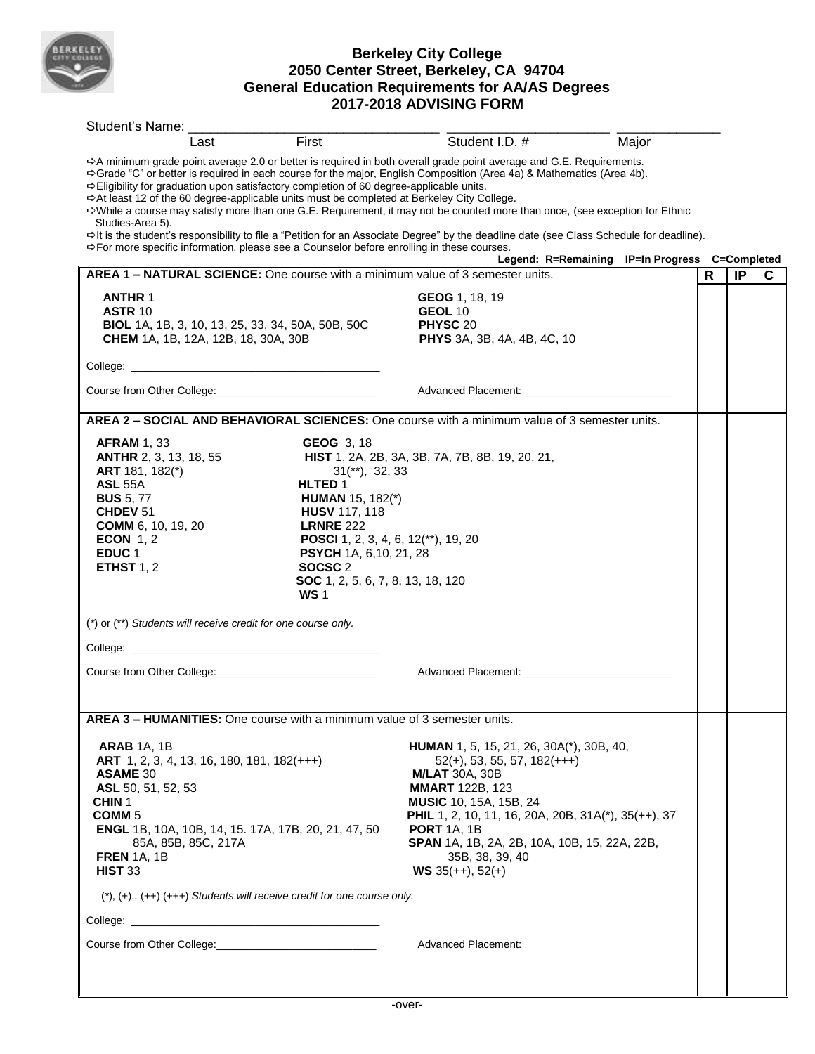# Berkeley City College
## 2050 Center Street, Berkeley, CA 94704
## General Education Requirements for AA/AS Degrees
## 2017-2018 ADVISING FORM

Student's Name: ______________________ ______________________ ______________ ______________

Last First Student I.D. # Major

- ⇨A minimum grade point average 2.0 or better is required in both overall grade point average and G.E. Requirements.
- ⇨Grade "C" or better is required in each course for the major, English Composition (Area 4a) & Mathematics (Area 4b).
- ⇨Eligibility for graduation upon satisfactory completion of 60 degree-applicable units.
- ⇨At least 12 of the 60 degree-applicable units must be completed at Berkeley City College.
- ⇨While a course may satisfy more than one G.E. Requirement, it may not be counted more than once, (see exception for Ethnic Studies-Area 5).
- ⇨It is the student's responsibility to file a "Petition for an Associate Degree" by the deadline date (see Class Schedule for deadline).
- ⇨For more specific information, please see a Counselor before enrolling in these courses.

**Legend: R=Remaining IP=In Progress C=Completed**

| Requirement | R | IP | C |
|---|---|---|---|
| **AREA 1 – NATURAL SCIENCE:** One course with a minimum value of 3 semester units.<br><br>**ANTHR** 1<br>**ASTR** 10<br>**BIOL** 1A, 1B, 3, 10, 13, 25, 33, 34, 50A, 50B, 50C<br>**CHEM** 1A, 1B, 12A, 12B, 18, 30A, 30B<br>**GEOG** 1, 18, 19<br>**GEOL** 10<br>**PHYSC** 20<br>**PHYS** 3A, 3B, 4A, 4B, 4C, 10<br><br>College: ______________________<br><br>Course from Other College: ______________ Advanced Placement: ______________ | | | |
| **AREA 2 – SOCIAL AND BEHAVIORAL SCIENCES:** One course with a minimum value of 3 semester units.<br><br>**AFRAM** 1, 33<br>**ANTHR** 2, 3, 13, 18, 55<br>**ART** 181, 182(*)<br>**ASL** 55A<br>**BUS** 5, 77<br>**CHDEV** 51<br>**COMM** 6, 10, 19, 20<br>**ECON** 1, 2<br>**EDUC** 1<br>**ETHST** 1, 2<br>**GEOG** 3, 18<br>**HIST** 1, 2A, 2B, 3A, 3B, 7A, 7B, 8B, 19, 20. 21, 31(**), 32, 33<br>**HLTED** 1<br>**HUMAN** 15, 182(*)<br>**HUSV** 117, 118<br>**LRNRE** 222<br>**POSCI** 1, 2, 3, 4, 6, 12(**), 19, 20<br>**PSYCH** 1A, 6,10, 21, 28<br>**SOCSC** 2<br>**SOC** 1, 2, 5, 6, 7, 8, 13, 18, 120<br>**WS** 1<br><br>(*) or (**) *Students will receive credit for one course only.*<br><br>College: ______________________<br><br>Course from Other College: ______________ Advanced Placement: ______________ | | | |
| **AREA 3 – HUMANITIES:** One course with a minimum value of 3 semester units.<br><br>**ARAB** 1A, 1B<br>**ART** 1, 2, 3, 4, 13, 16, 180, 181, 182(+++)<br>**ASAME** 30<br>**ASL** 50, 51, 52, 53<br>**CHIN** 1<br>**COMM** 5<br>**ENGL** 1B, 10A, 10B, 14, 15. 17A, 17B, 20, 21, 47, 50 85A, 85B, 85C, 217A<br>**FREN** 1A, 1B<br>**HIST** 33<br>**HUMAN** 1, 5, 15, 21, 26, 30A(*), 30B, 40, 52(+), 53, 55, 57, 182(+++)<br>**M/LAT** 30A, 30B<br>**MMART** 122B, 123<br>**MUSIC** 10, 15A, 15B, 24<br>**PHIL** 1, 2, 10, 11, 16, 20A, 20B, 31A(*), 35(++), 37<br>**PORT** 1A, 1B<br>**SPAN** 1A, 1B, 2A, 2B, 10A, 10B, 15, 22A, 22B, 35B, 38, 39, 40<br>**WS** 35(++), 52(+)<br><br>(*), (+),, (++) (+++) *Students will receive credit for one course only.*<br><br>College: ______________________<br><br>Course from Other College: ______________ Advanced Placement: ______________ | | | |

-over-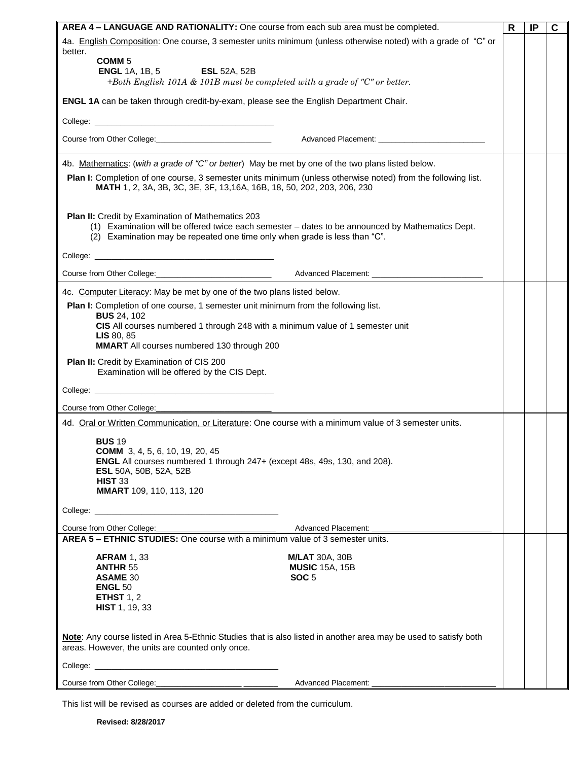| AREA 4 – LANGUAGE AND RATIONALITY: One course from each sub area must be completed. | R | IP | C |
| --- | --- | --- | --- |
| 4a. English Composition: One course, 3 semester units minimum (unless otherwise noted) with a grade of "C" or better.<br>**COMM** 5<br>**ENGL** 1A, 1B, 5 **ESL** 52A, 52B<br>*+Both English 101A & 101B must be completed with a grade of "C" or better.*<br>**ENGL 1A** can be taken through credit-by-exam, please see the English Department Chair.<br>College: ______<br>Course from Other College: ______ Advanced Placement: ______ | | | |
| 4b. Mathematics: (*with a grade of "C" or better*) May be met by one of the two plans listed below.<br>**Plan I:** Completion of one course, 3 semester units minimum (unless otherwise noted) from the following list.<br>**MATH** 1, 2, 3A, 3B, 3C, 3E, 3F, 13,16A, 16B, 18, 50, 202, 203, 206, 230<br>**Plan II:** Credit by Examination of Mathematics 203<br>(1) Examination will be offered twice each semester – dates to be announced by Mathematics Dept.<br>(2) Examination may be repeated one time only when grade is less than "C".<br>College: ______<br>Course from Other College: ______ Advanced Placement: ______ | | | |
| 4c. Computer Literacy: May be met by one of the two plans listed below.<br>**Plan I:** Completion of one course, 1 semester unit minimum from the following list.<br>**BUS** 24, 102<br>**CIS** All courses numbered 1 through 248 with a minimum value of 1 semester unit<br>**LIS** 80, 85<br>**MMART** All courses numbered 130 through 200<br>**Plan II:** Credit by Examination of CIS 200<br>Examination will be offered by the CIS Dept.<br>College: ______<br>Course from Other College: ______ | | | |
| 4d. Oral or Written Communication, or Literature: One course with a minimum value of 3 semester units.<br>**BUS** 19<br>**COMM** 3, 4, 5, 6, 10, 19, 20, 45<br>**ENGL** All courses numbered 1 through 247+ (except 48s, 49s, 130, and 208).<br>**ESL** 50A, 50B, 52A, 52B<br>**HIST** 33<br>**MMART** 109, 110, 113, 120<br>College: ______<br>Course from Other College: ______ Advanced Placement: ______ | | | |
| **AREA 5 – ETHNIC STUDIES:** One course with a minimum value of 3 semester units.<br>**AFRAM** 1, 33<br>**ANTHR** 55<br>**ASAME** 30<br>**ENGL** 50<br>**ETHST** 1, 2<br>**HIST** 1, 19, 33<br>**M/LAT** 30A, 30B<br>**MUSIC** 15A, 15B<br>**SOC** 5<br>Note: Any course listed in Area 5-Ethnic Studies that is also listed in another area may be used to satisfy both areas. However, the units are counted only once.<br>College: ______<br>Course from Other College: ______ Advanced Placement: ______ | | | |

This list will be revised as courses are added or deleted from the curriculum.

**Revised: 8/28/2017**